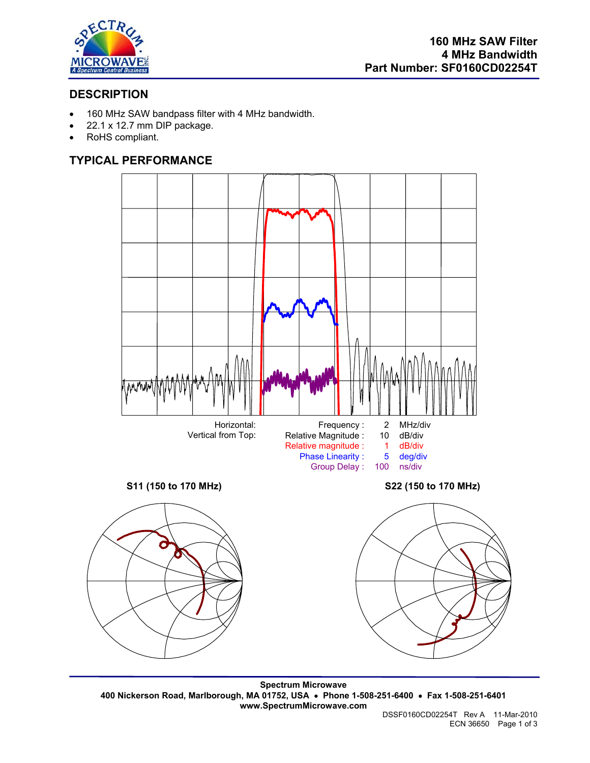# 160 MHz SAW Filter
## 4 MHz Bandwidth
## Part Number: SF0160CD02254T

## DESCRIPTION

- 160 MHz SAW bandpass filter with 4 MHz bandwidth.
- 22.1 x 12.7 mm DIP package.
- RoHS compliant.

## TYPICAL PERFORMANCE

| Horizontal: | Frequency : | 2 | MHz/div |
|---|---|---|---|
| Vertical from Top: | Relative Magnitude : | 10 | dB/div |
| | Relative magnitude : | 1 | dB/div |
| | Phase Linearity : | 5 | deg/div |
| | Group Delay : | 100 | ns/div |

**S11 (150 to 170 MHz)**

**S22 (150 to 170 MHz)**

**Spectrum Microwave**
**400 Nickerson Road, Marlborough, MA 01752, USA • Phone 1-508-251-6400 • Fax 1-508-251-6401**
**www.SpectrumMicrowave.com**

DSSF0160CD02254T Rev A 11-Mar-2010
ECN 36650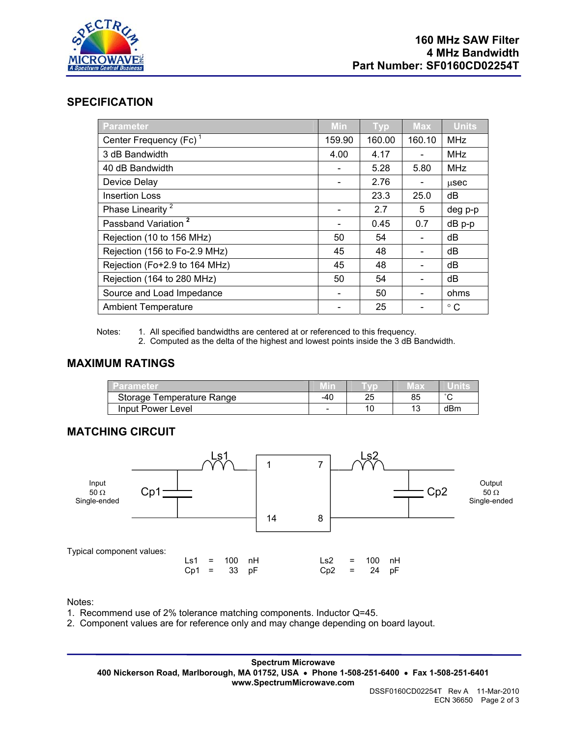# 160 MHz SAW Filter
# 4 MHz Bandwidth
# Part Number: SF0160CD02254T

## SPECIFICATION

| Parameter | Min | Typ | Max | Units |
|---|---|---|---|---|
| Center Frequency (Fc) [1] | 159.90 | 160.00 | 160.10 | MHz |
| 3 dB Bandwidth | 4.00 | 4.17 | - | MHz |
| 40 dB Bandwidth | - | 5.28 | 5.80 | MHz |
| Device Delay | - | 2.76 | - | μsec |
| Insertion Loss | | 23.3 | 25.0 | dB |
| Phase Linearity [2] | - | 2.7 | 5 | deg p-p |
| Passband Variation [2] | - | 0.45 | 0.7 | dB p-p |
| Rejection (10 to 156 MHz) | 50 | 54 | - | dB |
| Rejection (156 to Fo-2.9 MHz) | 45 | 48 | - | dB |
| Rejection (Fo+2.9 to 164 MHz) | 45 | 48 | - | dB |
| Rejection (164 to 280 MHz) | 50 | 54 | - | dB |
| Source and Load Impedance | - | 50 | - | ohms |
| Ambient Temperature | - | 25 | - | ° C |

Notes:
1. All specified bandwidths are centered at or referenced to this frequency.
2. Computed as the delta of the highest and lowest points inside the 3 dB Bandwidth.

## MAXIMUM RATINGS

| Parameter | Min | Typ | Max | Units |
|---|---|---|---|---|
| Storage Temperature Range | -40 | 25 | 85 | ˚C |
| Input Power Level | - | 10 | 13 | dBm |

## MATCHING CIRCUIT

Input 50 Ω Single-ended — Cp1, Ls1 — pins 1, 14 | pins 7, 8 — Ls2, Cp2 — Output 50 Ω Single-ended

Typical component values:

| | | | | | | | |
|---|---|---|---|---|---|---|---|
| Ls1 | = | 100 | nH | Ls2 | = | 100 | nH |
| Cp1 | = | 33 | pF | Cp2 | = | 24 | pF |

Notes:
1. Recommend use of 2% tolerance matching components. Inductor Q=45.
2. Component values are for reference only and may change depending on board layout.

**Spectrum Microwave**
**400 Nickerson Road, Marlborough, MA 01752, USA • Phone 1-508-251-6400 • Fax 1-508-251-6401**
**www.SpectrumMicrowave.com**

DSSF0160CD02254T Rev A 11-Mar-2010
ECN 36650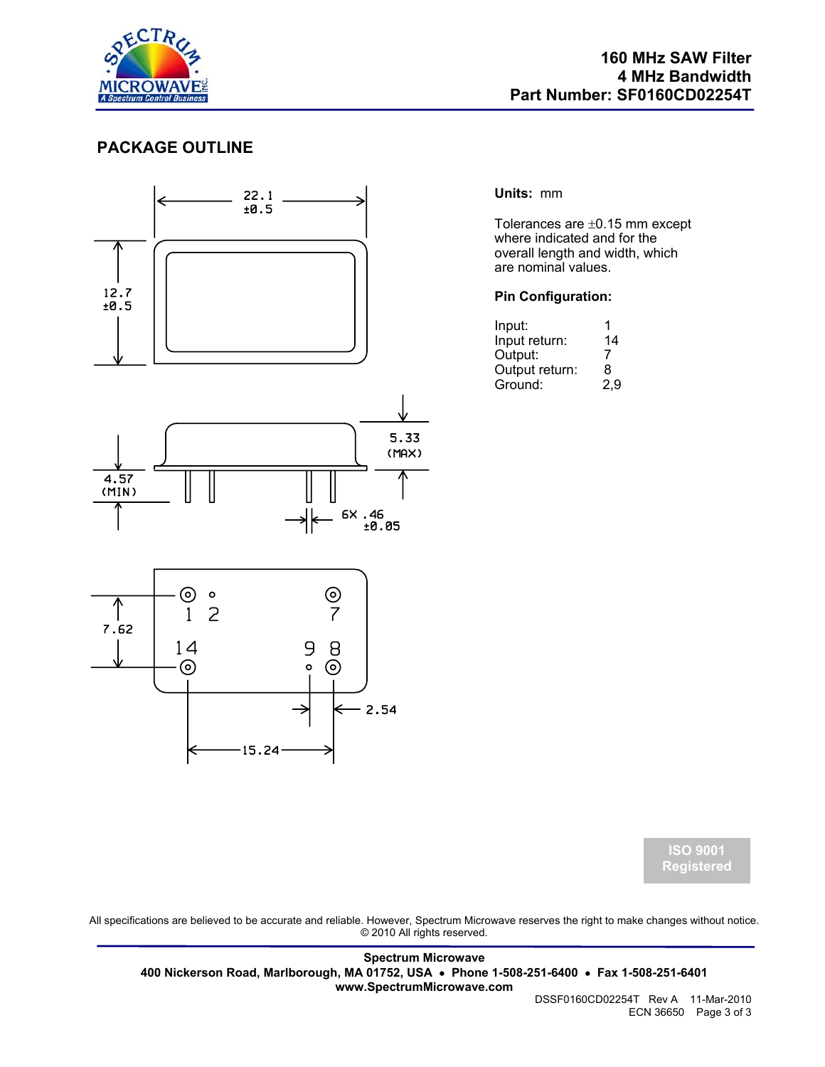**160 MHz SAW Filter**
**4 MHz Bandwidth**
**Part Number: SF0160CD02254T**

## PACKAGE OUTLINE

22.1
±0.5

12.7
±0.5

5.33
(MAX)

4.57
(MIN)

6X .46
±0.05

7.62

1 2 7

14 9 8

2.54

15.24

**Units:** mm

Tolerances are ±0.15 mm except where indicated and for the overall length and width, which are nominal values.

**Pin Configuration:**

| | |
|---|---|
| Input: | 1 |
| Input return: | 14 |
| Output: | 7 |
| Output return: | 8 |
| Ground: | 2,9 |

ISO 9001 Registered

All specifications are believed to be accurate and reliable. However, Spectrum Microwave reserves the right to make changes without notice.
© 2010 All rights reserved.

**Spectrum Microwave**
**400 Nickerson Road, Marlborough, MA 01752, USA • Phone 1-508-251-6400 • Fax 1-508-251-6401**
**www.SpectrumMicrowave.com**

DSSF0160CD02254T Rev A 11-Mar-2010
ECN 36650